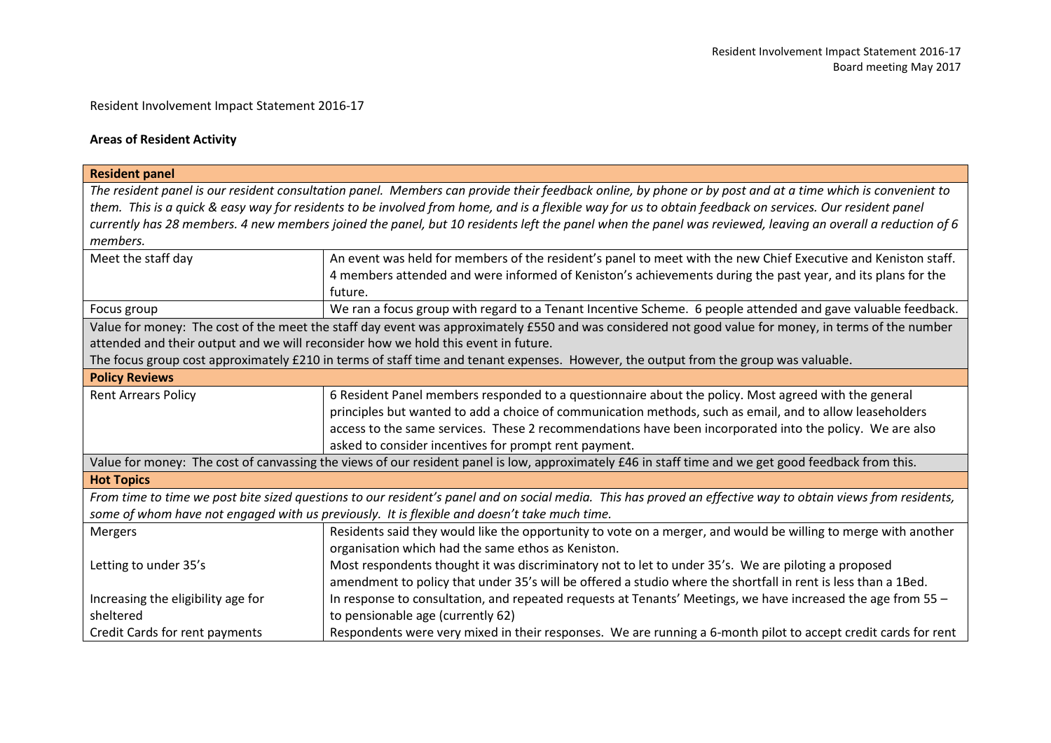Resident Involvement Impact Statement 2016-17

## Areas of Resident Activity

| **Resident panel** | |
|---|---|
| *The resident panel is our resident consultation panel. Members can provide their feedback online, by phone or by post and at a time which is convenient to them. This is a quick & easy way for residents to be involved from home, and is a flexible way for us to obtain feedback on services. Our resident panel currently has 28 members. 4 new members joined the panel, but 10 residents left the panel when the panel was reviewed, leaving an overall reduction of 6 members.* | |
| Meet the staff day | An event was held for members of the resident's panel to meet with the new Chief Executive and Keniston staff. 4 members attended and were informed of Keniston's achievements during the past year, and its plans for the future. |
| Focus group | We ran a focus group with regard to a Tenant Incentive Scheme. 6 people attended and gave valuable feedback. |
| Value for money: The cost of the meet the staff day event was approximately £550 and was considered not good value for money, in terms of the number attended and their output and we will reconsider how we hold this event in future. The focus group cost approximately £210 in terms of staff time and tenant expenses. However, the output from the group was valuable. | |
| **Policy Reviews** | |
| Rent Arrears Policy | 6 Resident Panel members responded to a questionnaire about the policy. Most agreed with the general principles but wanted to add a choice of communication methods, such as email, and to allow leaseholders access to the same services. These 2 recommendations have been incorporated into the policy. We are also asked to consider incentives for prompt rent payment. |
| Value for money: The cost of canvassing the views of our resident panel is low, approximately £46 in staff time and we get good feedback from this. | |
| **Hot Topics** | |
| *From time to time we post bite sized questions to our resident's panel and on social media. This has proved an effective way to obtain views from residents, some of whom have not engaged with us previously. It is flexible and doesn't take much time.* | |
| Mergers | Residents said they would like the opportunity to vote on a merger, and would be willing to merge with another organisation which had the same ethos as Keniston. |
| Letting to under 35's | Most respondents thought it was discriminatory not to let to under 35's. We are piloting a proposed amendment to policy that under 35's will be offered a studio where the shortfall in rent is less than a 1Bed. |
| Increasing the eligibility age for sheltered | In response to consultation, and repeated requests at Tenants' Meetings, we have increased the age from 55 – to pensionable age (currently 62) |
| Credit Cards for rent payments | Respondents were very mixed in their responses. We are running a 6-month pilot to accept credit cards for rent |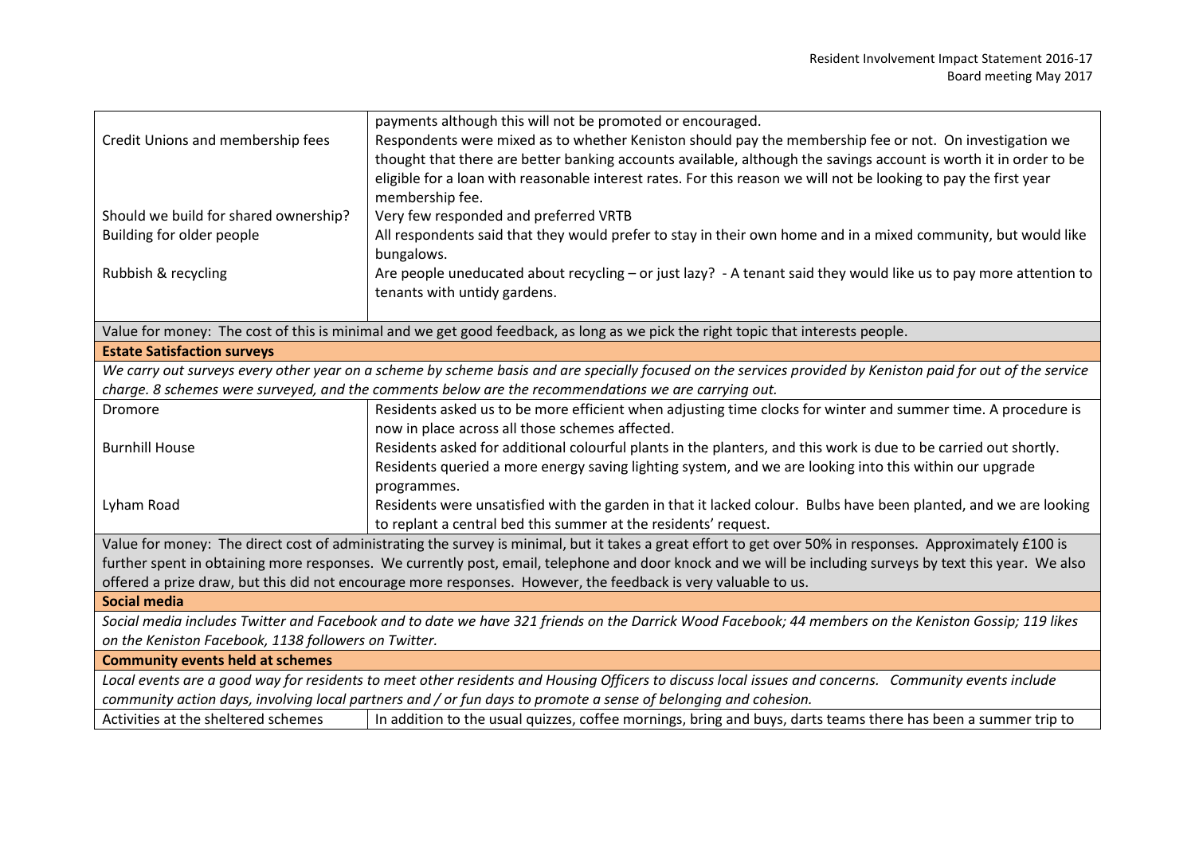| | |
|---|---|
| | payments although this will not be promoted or encouraged. |
| Credit Unions and membership fees | Respondents were mixed as to whether Keniston should pay the membership fee or not. On investigation we thought that there are better banking accounts available, although the savings account is worth it in order to be eligible for a loan with reasonable interest rates. For this reason we will not be looking to pay the first year membership fee. |
| Should we build for shared ownership? | Very few responded and preferred VRTB |
| Building for older people | All respondents said that they would prefer to stay in their own home and in a mixed community, but would like bungalows. |
| Rubbish & recycling | Are people uneducated about recycling – or just lazy? - A tenant said they would like us to pay more attention to tenants with untidy gardens. |
| Value for money: The cost of this is minimal and we get good feedback, as long as we pick the right topic that interests people. | |
| **Estate Satisfaction surveys** | |
| *We carry out surveys every other year on a scheme by scheme basis and are specially focused on the services provided by Keniston paid for out of the service charge. 8 schemes were surveyed, and the comments below are the recommendations we are carrying out.* | |
| Dromore | Residents asked us to be more efficient when adjusting time clocks for winter and summer time. A procedure is now in place across all those schemes affected. |
| Burnhill House | Residents asked for additional colourful plants in the planters, and this work is due to be carried out shortly. Residents queried a more energy saving lighting system, and we are looking into this within our upgrade programmes. |
| Lyham Road | Residents were unsatisfied with the garden in that it lacked colour. Bulbs have been planted, and we are looking to replant a central bed this summer at the residents' request. |
| Value for money: The direct cost of administrating the survey is minimal, but it takes a great effort to get over 50% in responses. Approximately £100 is further spent in obtaining more responses. We currently post, email, telephone and door knock and we will be including surveys by text this year. We also offered a prize draw, but this did not encourage more responses. However, the feedback is very valuable to us. | |
| **Social media** | |
| *Social media includes Twitter and Facebook and to date we have 321 friends on the Darrick Wood Facebook; 44 members on the Keniston Gossip; 119 likes on the Keniston Facebook, 1138 followers on Twitter.* | |
| **Community events held at schemes** | |
| *Local events are a good way for residents to meet other residents and Housing Officers to discuss local issues and concerns. Community events include community action days, involving local partners and / or fun days to promote a sense of belonging and cohesion.* | |
| Activities at the sheltered schemes | In addition to the usual quizzes, coffee mornings, bring and buys, darts teams there has been a summer trip to |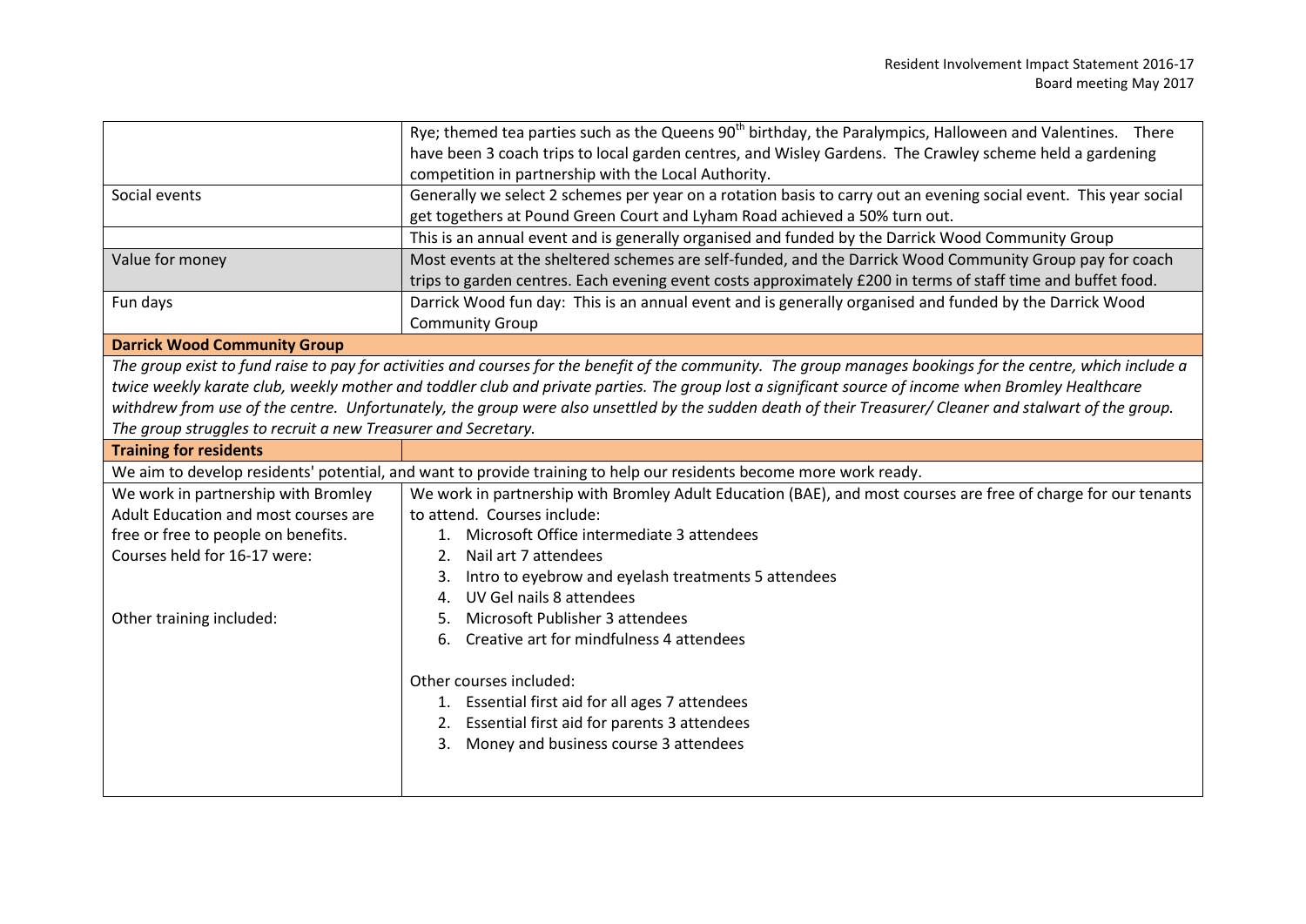| | |
|---|---|
| | Rye; themed tea parties such as the Queens 90th birthday, the Paralympics, Halloween and Valentines. There have been 3 coach trips to local garden centres, and Wisley Gardens. The Crawley scheme held a gardening competition in partnership with the Local Authority. |
| Social events | Generally we select 2 schemes per year on a rotation basis to carry out an evening social event. This year social get togethers at Pound Green Court and Lyham Road achieved a 50% turn out. |
| | This is an annual event and is generally organised and funded by the Darrick Wood Community Group |
| Value for money | Most events at the sheltered schemes are self-funded, and the Darrick Wood Community Group pay for coach trips to garden centres. Each evening event costs approximately £200 in terms of staff time and buffet food. |
| Fun days | Darrick Wood fun day: This is an annual event and is generally organised and funded by the Darrick Wood Community Group |
| **Darrick Wood Community Group** | |
| *The group exist to fund raise to pay for activities and courses for the benefit of the community. The group manages bookings for the centre, which include a twice weekly karate club, weekly mother and toddler club and private parties. The group lost a significant source of income when Bromley Healthcare withdrew from use of the centre. Unfortunately, the group were also unsettled by the sudden death of their Treasurer/ Cleaner and stalwart of the group. The group struggles to recruit a new Treasurer and Secretary.* | |
| **Training for residents** | |
| We aim to develop residents' potential, and want to provide training to help our residents become more work ready. | |
| We work in partnership with Bromley Adult Education and most courses are free or free to people on benefits.<br>Courses held for 16-17 were:<br><br>Other training included: | We work in partnership with Bromley Adult Education (BAE), and most courses are free of charge for our tenants to attend. Courses include:<br>1. Microsoft Office intermediate 3 attendees<br>2. Nail art 7 attendees<br>3. Intro to eyebrow and eyelash treatments 5 attendees<br>4. UV Gel nails 8 attendees<br>5. Microsoft Publisher 3 attendees<br>6. Creative art for mindfulness 4 attendees<br><br>Other courses included:<br>1. Essential first aid for all ages 7 attendees<br>2. Essential first aid for parents 3 attendees<br>3. Money and business course 3 attendees |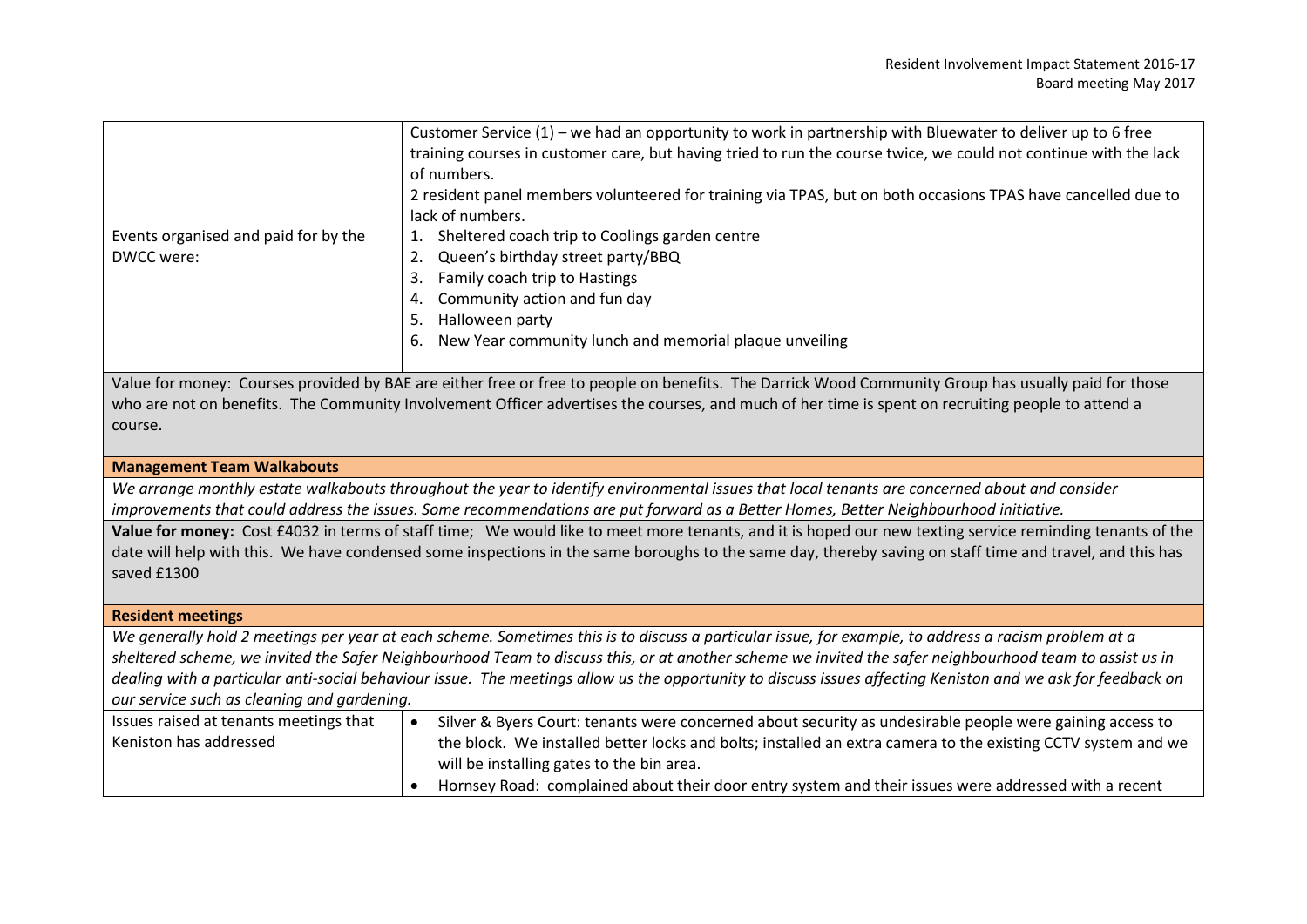| | |
|---|---|
| Events organised and paid for by the DWCC were: | Customer Service (1) – we had an opportunity to work in partnership with Bluewater to deliver up to 6 free training courses in customer care, but having tried to run the course twice, we could not continue with the lack of numbers.<br>2 resident panel members volunteered for training via TPAS, but on both occasions TPAS have cancelled due to lack of numbers.<br>1. Sheltered coach trip to Coolings garden centre<br>2. Queen's birthday street party/BBQ<br>3. Family coach trip to Hastings<br>4. Community action and fun day<br>5. Halloween party<br>6. New Year community lunch and memorial plaque unveiling |

Value for money: Courses provided by BAE are either free or free to people on benefits. The Darrick Wood Community Group has usually paid for those who are not on benefits. The Community Involvement Officer advertises the courses, and much of her time is spent on recruiting people to attend a course.

**Management Team Walkabouts**

*We arrange monthly estate walkabouts throughout the year to identify environmental issues that local tenants are concerned about and consider improvements that could address the issues. Some recommendations are put forward as a Better Homes, Better Neighbourhood initiative.*

**Value for money:** Cost £4032 in terms of staff time; We would like to meet more tenants, and it is hoped our new texting service reminding tenants of the date will help with this. We have condensed some inspections in the same boroughs to the same day, thereby saving on staff time and travel, and this has saved £1300

**Resident meetings**

*We generally hold 2 meetings per year at each scheme. Sometimes this is to discuss a particular issue, for example, to address a racism problem at a sheltered scheme, we invited the Safer Neighbourhood Team to discuss this, or at another scheme we invited the safer neighbourhood team to assist us in dealing with a particular anti-social behaviour issue. The meetings allow us the opportunity to discuss issues affecting Keniston and we ask for feedback on our service such as cleaning and gardening.*

| | |
|---|---|
| Issues raised at tenants meetings that Keniston has addressed | • Silver & Byers Court: tenants were concerned about security as undesirable people were gaining access to the block. We installed better locks and bolts; installed an extra camera to the existing CCTV system and we will be installing gates to the bin area.<br>• Hornsey Road: complained about their door entry system and their issues were addressed with a recent |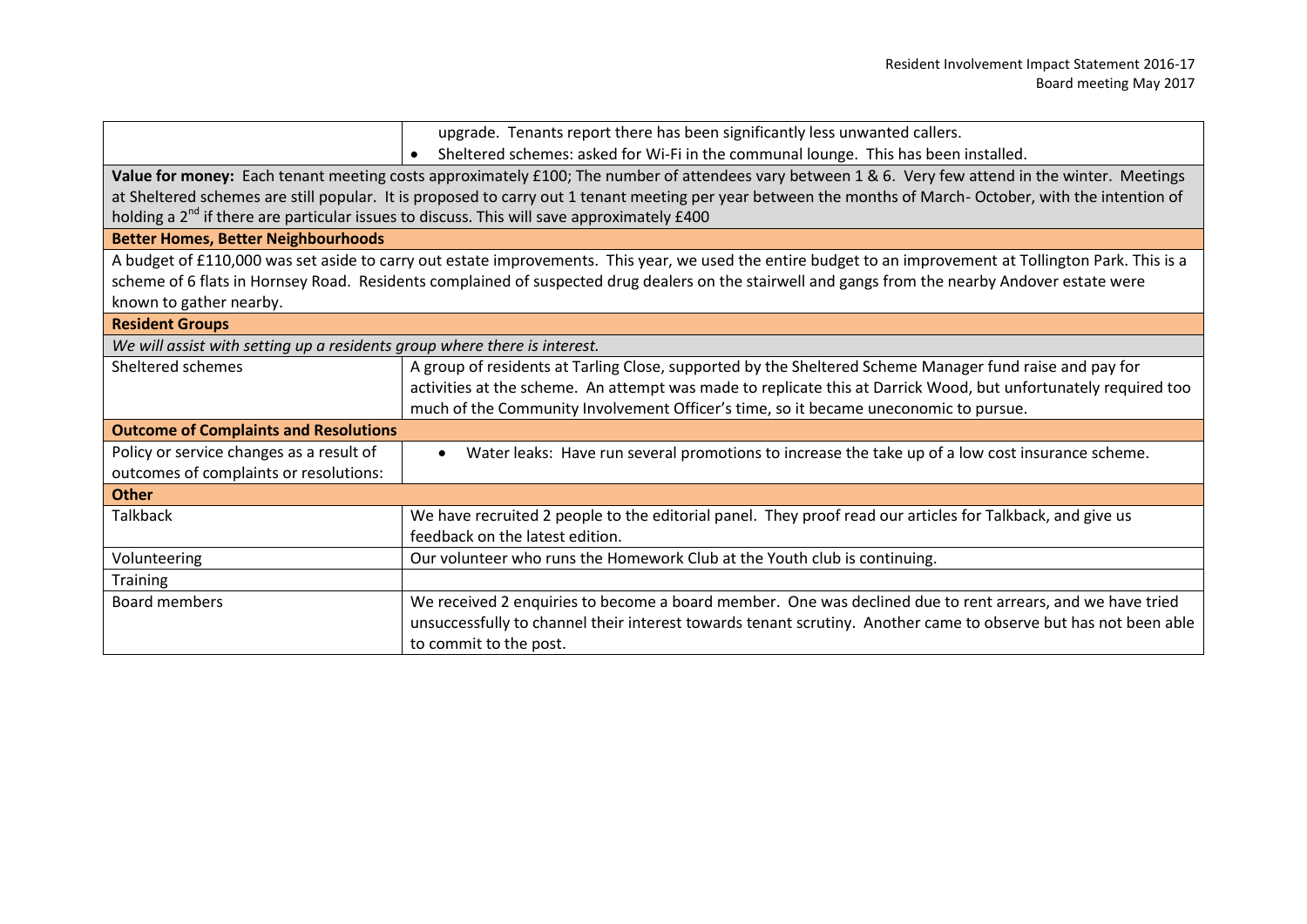| | |
|---|---|
| | upgrade. Tenants report there has been significantly less unwanted callers.<br>• Sheltered schemes: asked for Wi-Fi in the communal lounge. This has been installed. |
| **Value for money:** Each tenant meeting costs approximately £100; The number of attendees vary between 1 & 6. Very few attend in the winter. Meetings at Sheltered schemes are still popular. It is proposed to carry out 1 tenant meeting per year between the months of March- October, with the intention of holding a 2nd if there are particular issues to discuss. This will save approximately £400 | |
| **Better Homes, Better Neighbourhoods** | |
| A budget of £110,000 was set aside to carry out estate improvements. This year, we used the entire budget to an improvement at Tollington Park. This is a scheme of 6 flats in Hornsey Road. Residents complained of suspected drug dealers on the stairwell and gangs from the nearby Andover estate were known to gather nearby. | |
| **Resident Groups** | |
| *We will assist with setting up a residents group where there is interest.* | |
| Sheltered schemes | A group of residents at Tarling Close, supported by the Sheltered Scheme Manager fund raise and pay for activities at the scheme. An attempt was made to replicate this at Darrick Wood, but unfortunately required too much of the Community Involvement Officer's time, so it became uneconomic to pursue. |
| **Outcome of Complaints and Resolutions** | |
| Policy or service changes as a result of outcomes of complaints or resolutions: | • Water leaks: Have run several promotions to increase the take up of a low cost insurance scheme. |
| **Other** | |
| Talkback | We have recruited 2 people to the editorial panel. They proof read our articles for Talkback, and give us feedback on the latest edition. |
| Volunteering | Our volunteer who runs the Homework Club at the Youth club is continuing. |
| Training | |
| Board members | We received 2 enquiries to become a board member. One was declined due to rent arrears, and we have tried unsuccessfully to channel their interest towards tenant scrutiny. Another came to observe but has not been able to commit to the post. |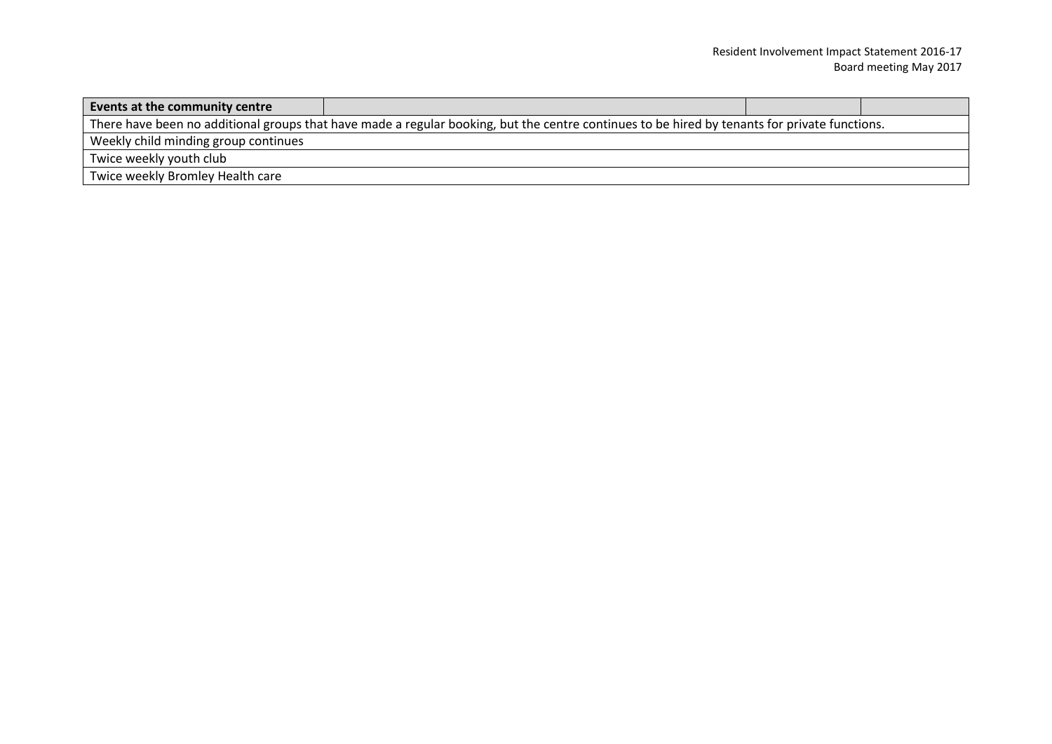| Events at the community centre | | | |
|---|---|---|---|
| There have been no additional groups that have made a regular booking, but the centre continues to be hired by tenants for private functions. | | | |
| Weekly child minding group continues | | | |
| Twice weekly youth club | | | |
| Twice weekly Bromley Health care | | | |